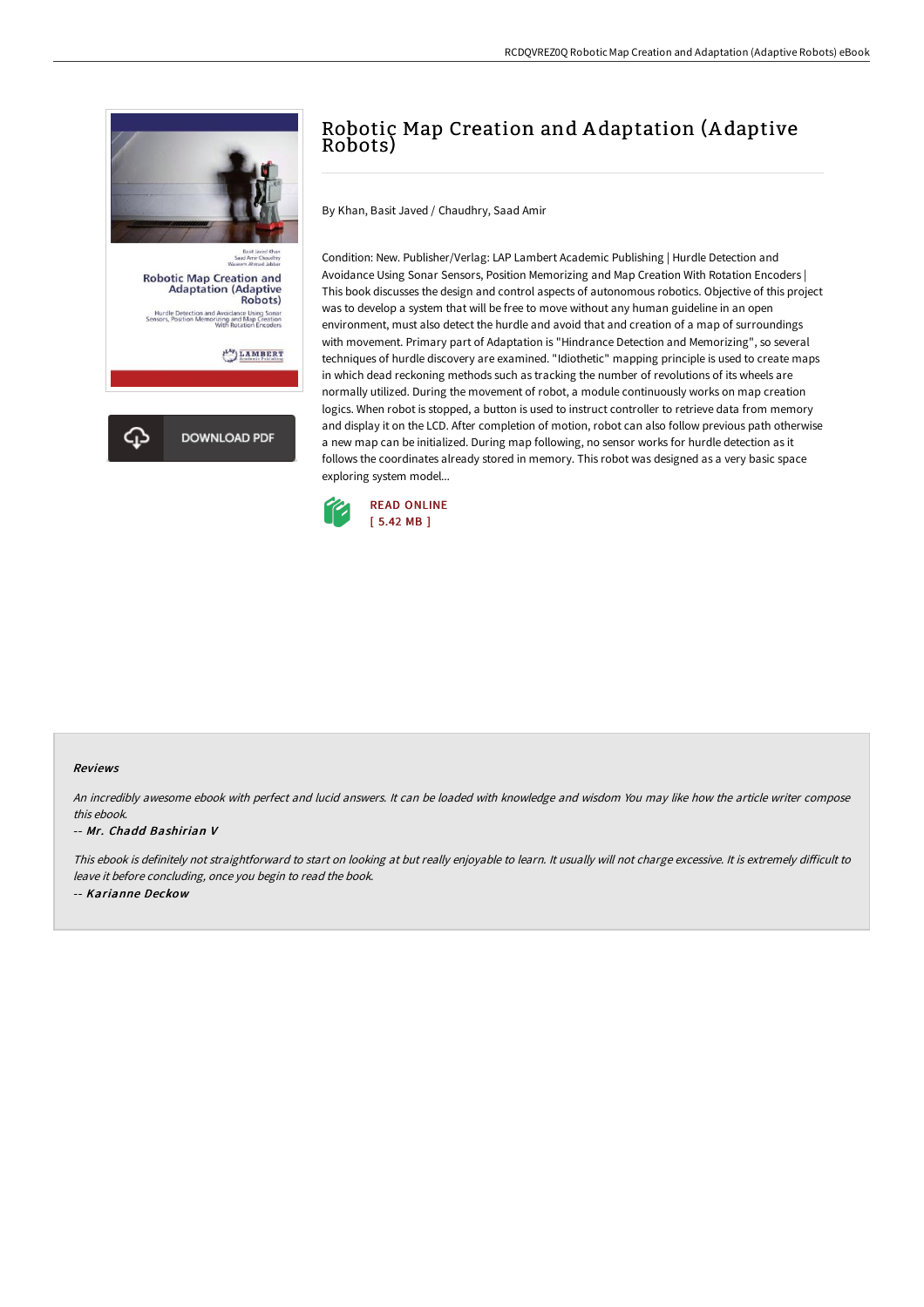# Robotic Map Creation and Adaptation (Adaptive Robots)

By Khan, Basit Javed / Chaudhry, Saad Amir

Condition: New. Publisher/Verlag: LAP Lambert Academic Publishing | Hurdle Detection and Avoidance Using Sonar Sensors, Position Memorizing and Map Creation With Rotation Encoders | This book discusses the design and control aspects of autonomous robotics. Objective of this project was to develop a system that will be free to move without any human guideline in an open environment, must also detect the hurdle and avoid that and creation of a map of surroundings with movement. Primary part of Adaptation is "Hindrance Detection and Memorizing", so several techniques of hurdle discovery are examined. "Idiothetic" mapping principle is used to create maps in which dead reckoning methods such as tracking the number of revolutions of its wheels are normally utilized. During the movement of robot, a module continuously works on map creation logics. When robot is stopped, a button is used to instruct controller to retrieve data from memory and display it on the LCD. After completion of motion, robot can also follow previous path otherwise a new map can be initialized. During map following, no sensor works for hurdle detection as it follows the coordinates already stored in memory. This robot was designed as a very basic space exploring system model...

DOWNLOAD PDF

READ ONLINE
[ 5.42 MB ]

## Reviews

*An incredibly awesome ebook with perfect and lucid answers. It can be loaded with knowledge and wisdom You may like how the article writer compose this ebook.*

*-- Mr. Chadd Bashirian V*

*This ebook is definitely not straightforward to start on looking at but really enjoyable to learn. It usually will not charge excessive. It is extremely difficult to leave it before concluding, once you begin to read the book.*

*-- Karianne Deckow*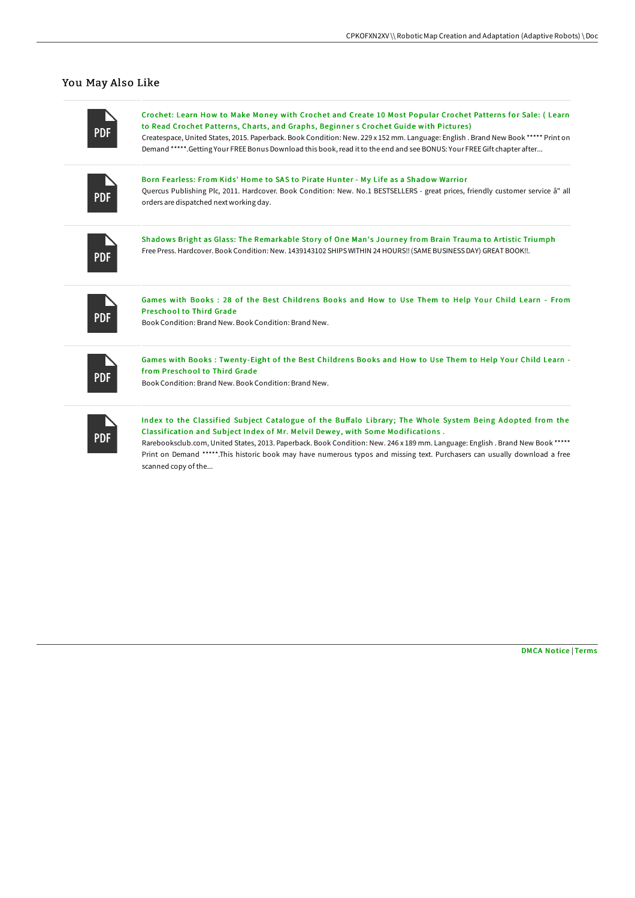## You May Also Like

**Crochet: Learn How to Make Money with Crochet and Create 10 Most Popular Crochet Patterns for Sale: ( Learn to Read Crochet Patterns, Charts, and Graphs, Beginner s Crochet Guide with Pictures)**

Createspace, United States, 2015. Paperback. Book Condition: New. 229 x 152 mm. Language: English . Brand New Book ***** Print on Demand *****.Getting Your FREE Bonus Download this book, read it to the end and see BONUS: Your FREE Gift chapter after...

**Born Fearless: From Kids' Home to SAS to Pirate Hunter - My Life as a Shadow Warrior**

Quercus Publishing Plc, 2011. Hardcover. Book Condition: New. No.1 BESTSELLERS - great prices, friendly customer service â" all orders are dispatched next working day.

**Shadows Bright as Glass: The Remarkable Story of One Man's Journey from Brain Trauma to Artistic Triumph**

Free Press. Hardcover. Book Condition: New. 1439143102 SHIPS WITHIN 24 HOURS!! (SAME BUSINESS DAY) GREAT BOOK!!.

**Games with Books : 28 of the Best Childrens Books and How to Use Them to Help Your Child Learn - From Preschool to Third Grade**

Book Condition: Brand New. Book Condition: Brand New.

**Games with Books : Twenty-Eight of the Best Childrens Books and How to Use Them to Help Your Child Learn - from Preschool to Third Grade**

Book Condition: Brand New. Book Condition: Brand New.

**Index to the Classified Subject Catalogue of the Buffalo Library; The Whole System Being Adopted from the Classification and Subject Index of Mr. Melvil Dewey, with Some Modifications .**

Rarebooksclub.com, United States, 2013. Paperback. Book Condition: New. 246 x 189 mm. Language: English . Brand New Book ***** Print on Demand *****.This historic book may have numerous typos and missing text. Purchasers can usually download a free scanned copy of the...